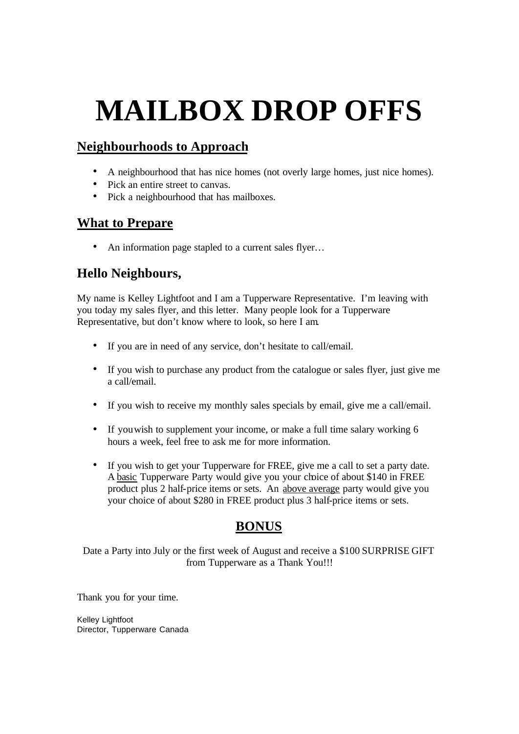# MAILBOX DROP OFFS

## Neighbourhoods to Approach

- A neighbourhood that has nice homes (not overly large homes, just nice homes).
- Pick an entire street to canvas.
- Pick a neighbourhood that has mailboxes.

## What to Prepare

- An information page stapled to a current sales flyer…

## Hello Neighbours,

My name is Kelley Lightfoot and I am a Tupperware Representative. I'm leaving with you today my sales flyer, and this letter. Many people look for a Tupperware Representative, but don't know where to look, so here I am.

- If you are in need of any service, don't hesitate to call/email.
- If you wish to purchase any product from the catalogue or sales flyer, just give me a call/email.
- If you wish to receive my monthly sales specials by email, give me a call/email.
- If you wish to supplement your income, or make a full time salary working 6 hours a week, feel free to ask me for more information.
- If you wish to get your Tupperware for FREE, give me a call to set a party date. A <u>basic</u> Tupperware Party would give you your choice of about $140 in FREE product plus 2 half-price items or sets. An <u>above average</u> party would give you your choice of about $280 in FREE product plus 3 half-price items or sets.

## BONUS

Date a Party into July or the first week of August and receive a $100 SURPRISE GIFT from Tupperware as a Thank You!!!

Thank you for your time.

Kelley Lightfoot
Director, Tupperware Canada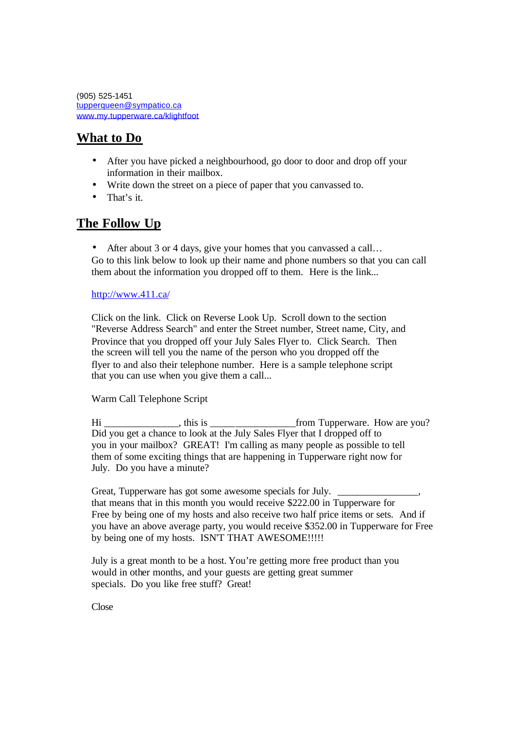(905) 525-1451
tupperqueen@sympatico.ca
www.my.tupperware.ca/klightfoot

## What to Do

- After you have picked a neighbourhood, go door to door and drop off your information in their mailbox.
- Write down the street on a piece of paper that you canvassed to.
- That's it.

## The Follow Up

- After about 3 or 4 days, give your homes that you canvassed a call…

Go to this link below to look up their name and phone numbers so that you can call them about the information you dropped off to them. Here is the link...

http://www.411.ca/

Click on the link. Click on Reverse Look Up. Scroll down to the section "Reverse Address Search" and enter the Street number, Street name, City, and Province that you dropped off your July Sales Flyer to. Click Search. Then the screen will tell you the name of the person who you dropped off the flyer to and also their telephone number. Here is a sample telephone script that you can use when you give them a call...

Warm Call Telephone Script

Hi _______________, this is ________________from Tupperware. How are you? Did you get a chance to look at the July Sales Flyer that I dropped off to you in your mailbox? GREAT! I'm calling as many people as possible to tell them of some exciting things that are happening in Tupperware right now for July. Do you have a minute?

Great, Tupperware has got some awesome specials for July. ________________, that means that in this month you would receive $222.00 in Tupperware for Free by being one of my hosts and also receive two half price items or sets. And if you have an above average party, you would receive $352.00 in Tupperware for Free by being one of my hosts. ISN'T THAT AWESOME!!!!!

July is a great month to be a host. You're getting more free product than you would in other months, and your guests are getting great summer specials. Do you like free stuff? Great!

Close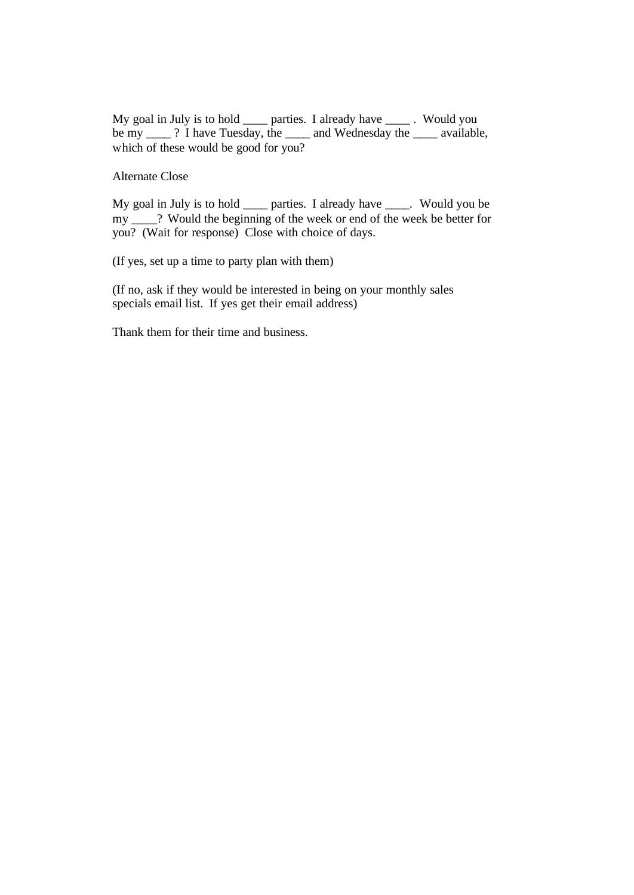My goal in July is to hold ____ parties. I already have ____ . Would you be my ____ ? I have Tuesday, the ____ and Wednesday the ____ available, which of these would be good for you?

Alternate Close

My goal in July is to hold ____ parties. I already have ____. Would you be my ____? Would the beginning of the week or end of the week be better for you? (Wait for response) Close with choice of days.

(If yes, set up a time to party plan with them)

(If no, ask if they would be interested in being on your monthly sales specials email list. If yes get their email address)

Thank them for their time and business.